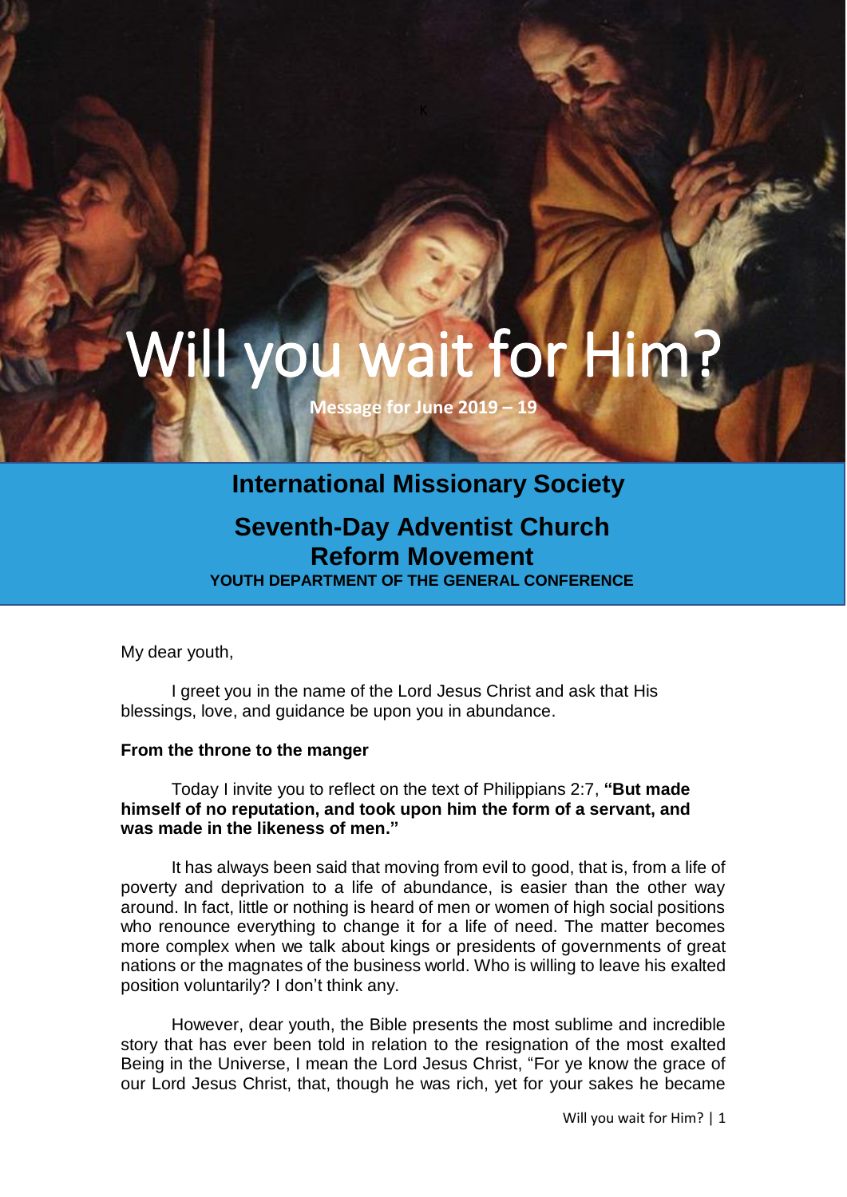# Will you wait for Him?

**Message for June 2019 – 19**

## International Missionary Society

## Seventh-Day Adventist Church Reform Movement

**YOUTH DEPARTMENT OF THE GENERAL CONFERENCE**

My dear youth,

I greet you in the name of the Lord Jesus Christ and ask that His blessings, love, and guidance be upon you in abundance.

**From the throne to the manger**

Today I invite you to reflect on the text of Philippians 2:7, **"But made himself of no reputation, and took upon him the form of a servant, and was made in the likeness of men."**

It has always been said that moving from evil to good, that is, from a life of poverty and deprivation to a life of abundance, is easier than the other way around. In fact, little or nothing is heard of men or women of high social positions who renounce everything to change it for a life of need. The matter becomes more complex when we talk about kings or presidents of governments of great nations or the magnates of the business world. Who is willing to leave his exalted position voluntarily? I don't think any.

However, dear youth, the Bible presents the most sublime and incredible story that has ever been told in relation to the resignation of the most exalted Being in the Universe, I mean the Lord Jesus Christ, "For ye know the grace of our Lord Jesus Christ, that, though he was rich, yet for your sakes he became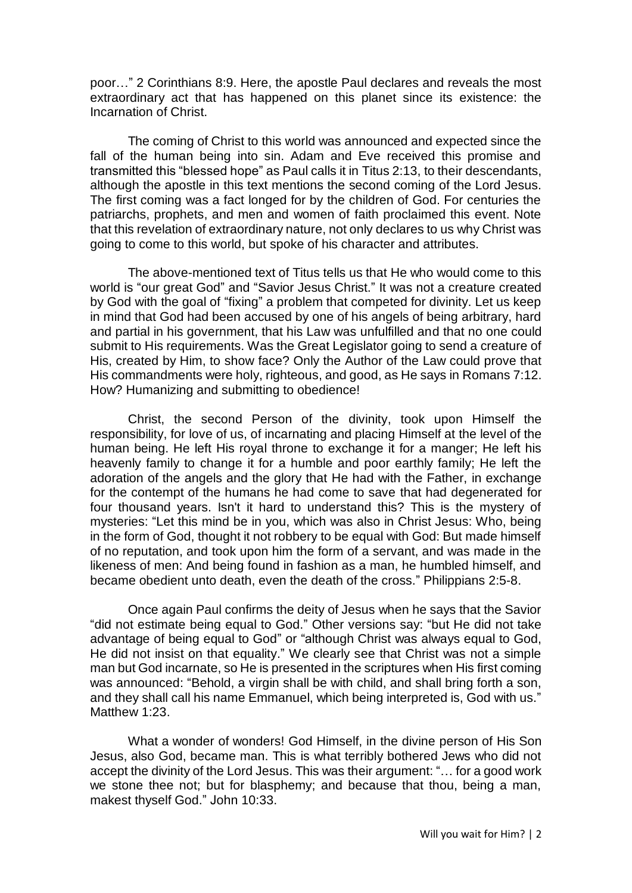poor…" 2 Corinthians 8:9. Here, the apostle Paul declares and reveals the most extraordinary act that has happened on this planet since its existence: the Incarnation of Christ.

The coming of Christ to this world was announced and expected since the fall of the human being into sin. Adam and Eve received this promise and transmitted this "blessed hope" as Paul calls it in Titus 2:13, to their descendants, although the apostle in this text mentions the second coming of the Lord Jesus. The first coming was a fact longed for by the children of God. For centuries the patriarchs, prophets, and men and women of faith proclaimed this event. Note that this revelation of extraordinary nature, not only declares to us why Christ was going to come to this world, but spoke of his character and attributes.

The above-mentioned text of Titus tells us that He who would come to this world is "our great God" and "Savior Jesus Christ." It was not a creature created by God with the goal of "fixing" a problem that competed for divinity. Let us keep in mind that God had been accused by one of his angels of being arbitrary, hard and partial in his government, that his Law was unfulfilled and that no one could submit to His requirements. Was the Great Legislator going to send a creature of His, created by Him, to show face? Only the Author of the Law could prove that His commandments were holy, righteous, and good, as He says in Romans 7:12. How? Humanizing and submitting to obedience!

Christ, the second Person of the divinity, took upon Himself the responsibility, for love of us, of incarnating and placing Himself at the level of the human being. He left His royal throne to exchange it for a manger; He left his heavenly family to change it for a humble and poor earthly family; He left the adoration of the angels and the glory that He had with the Father, in exchange for the contempt of the humans he had come to save that had degenerated for four thousand years. Isn't it hard to understand this? This is the mystery of mysteries: "Let this mind be in you, which was also in Christ Jesus: Who, being in the form of God, thought it not robbery to be equal with God: But made himself of no reputation, and took upon him the form of a servant, and was made in the likeness of men: And being found in fashion as a man, he humbled himself, and became obedient unto death, even the death of the cross." Philippians 2:5-8.

Once again Paul confirms the deity of Jesus when he says that the Savior "did not estimate being equal to God." Other versions say: "but He did not take advantage of being equal to God" or "although Christ was always equal to God, He did not insist on that equality." We clearly see that Christ was not a simple man but God incarnate, so He is presented in the scriptures when His first coming was announced: "Behold, a virgin shall be with child, and shall bring forth a son, and they shall call his name Emmanuel, which being interpreted is, God with us." Matthew 1:23.

What a wonder of wonders! God Himself, in the divine person of His Son Jesus, also God, became man. This is what terribly bothered Jews who did not accept the divinity of the Lord Jesus. This was their argument: "… for a good work we stone thee not; but for blasphemy; and because that thou, being a man, makest thyself God." John 10:33.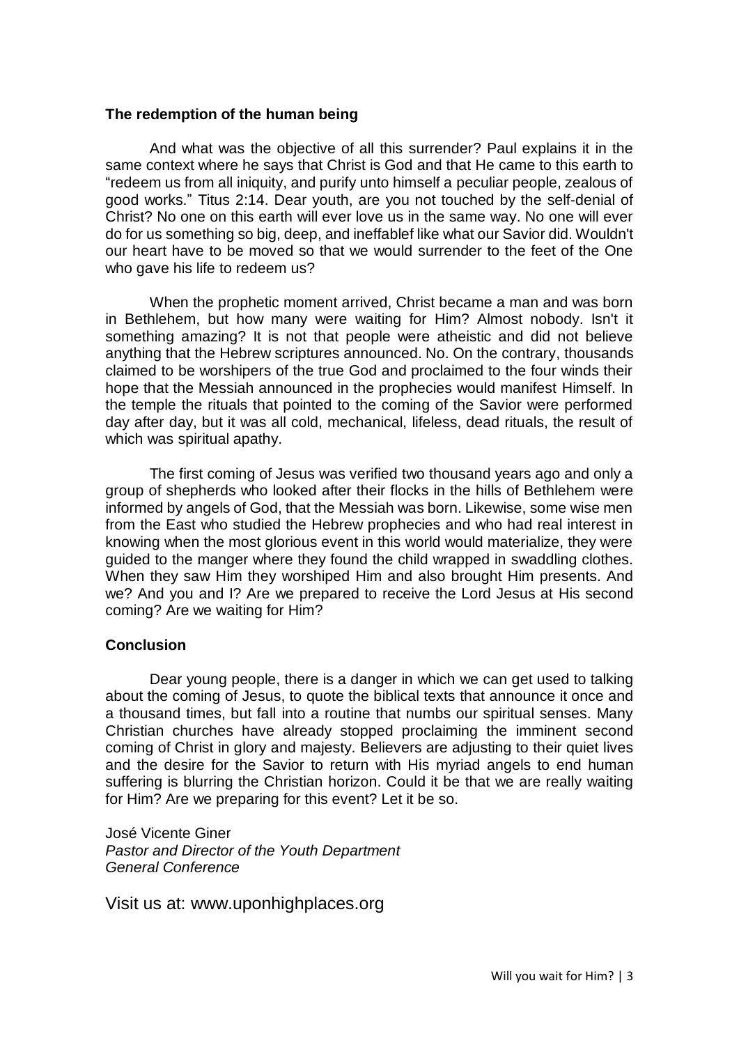**The redemption of the human being**

And what was the objective of all this surrender? Paul explains it in the same context where he says that Christ is God and that He came to this earth to "redeem us from all iniquity, and purify unto himself a peculiar people, zealous of good works." Titus 2:14. Dear youth, are you not touched by the self-denial of Christ? No one on this earth will ever love us in the same way. No one will ever do for us something so big, deep, and ineffablef like what our Savior did. Wouldn't our heart have to be moved so that we would surrender to the feet of the One who gave his life to redeem us?

When the prophetic moment arrived, Christ became a man and was born in Bethlehem, but how many were waiting for Him? Almost nobody. Isn't it something amazing? It is not that people were atheistic and did not believe anything that the Hebrew scriptures announced. No. On the contrary, thousands claimed to be worshipers of the true God and proclaimed to the four winds their hope that the Messiah announced in the prophecies would manifest Himself. In the temple the rituals that pointed to the coming of the Savior were performed day after day, but it was all cold, mechanical, lifeless, dead rituals, the result of which was spiritual apathy.

The first coming of Jesus was verified two thousand years ago and only a group of shepherds who looked after their flocks in the hills of Bethlehem were informed by angels of God, that the Messiah was born. Likewise, some wise men from the East who studied the Hebrew prophecies and who had real interest in knowing when the most glorious event in this world would materialize, they were guided to the manger where they found the child wrapped in swaddling clothes. When they saw Him they worshiped Him and also brought Him presents. And we? And you and I? Are we prepared to receive the Lord Jesus at His second coming? Are we waiting for Him?

**Conclusion**

Dear young people, there is a danger in which we can get used to talking about the coming of Jesus, to quote the biblical texts that announce it once and a thousand times, but fall into a routine that numbs our spiritual senses. Many Christian churches have already stopped proclaiming the imminent second coming of Christ in glory and majesty. Believers are adjusting to their quiet lives and the desire for the Savior to return with His myriad angels to end human suffering is blurring the Christian horizon. Could it be that we are really waiting for Him? Are we preparing for this event? Let it be so.

José Vicente Giner
*Pastor and Director of the Youth Department*
*General Conference*

Visit us at: www.uponhighplaces.org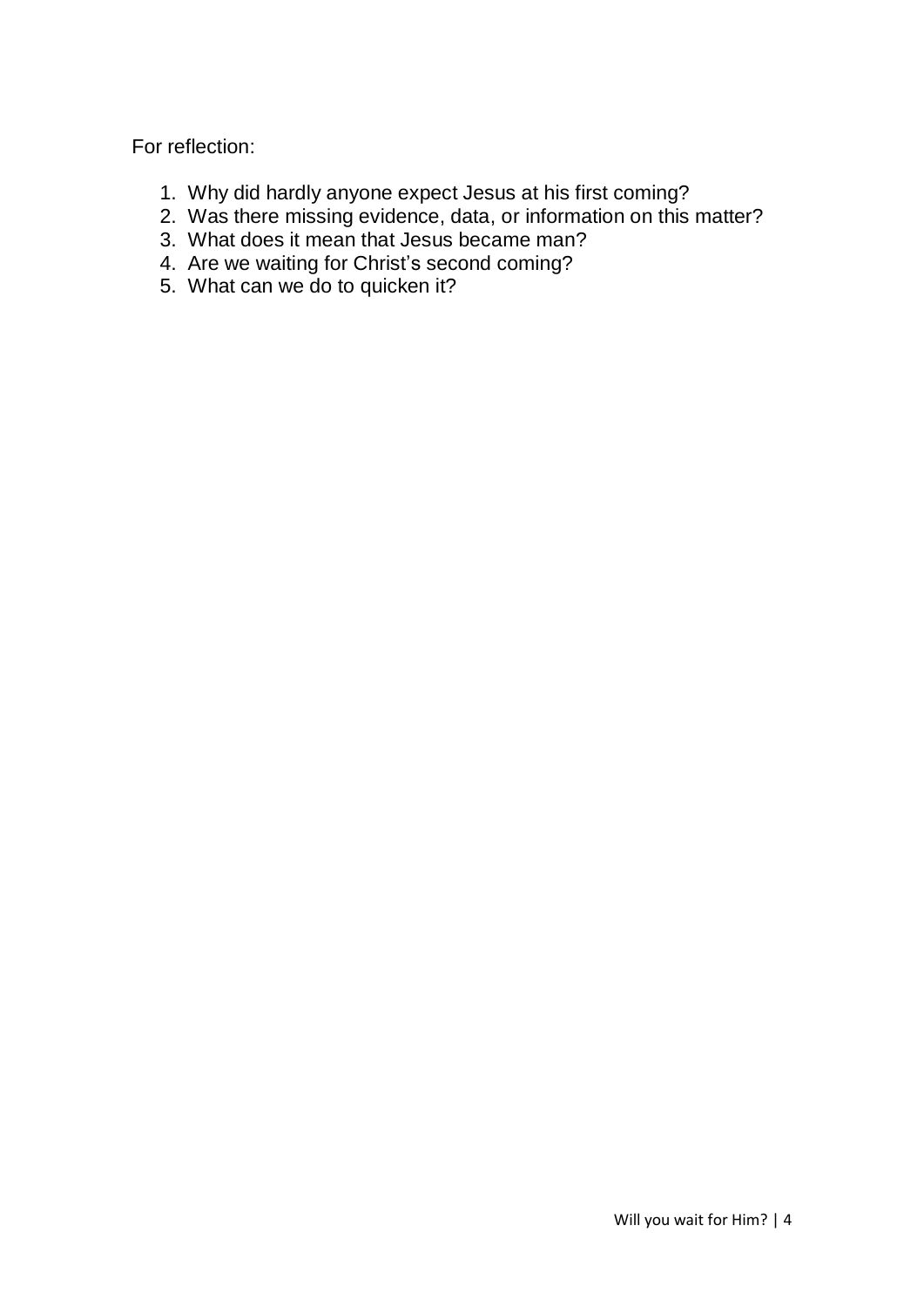For reflection:

1. Why did hardly anyone expect Jesus at his first coming?
2. Was there missing evidence, data, or information on this matter?
3. What does it mean that Jesus became man?
4. Are we waiting for Christ's second coming?
5. What can we do to quicken it?